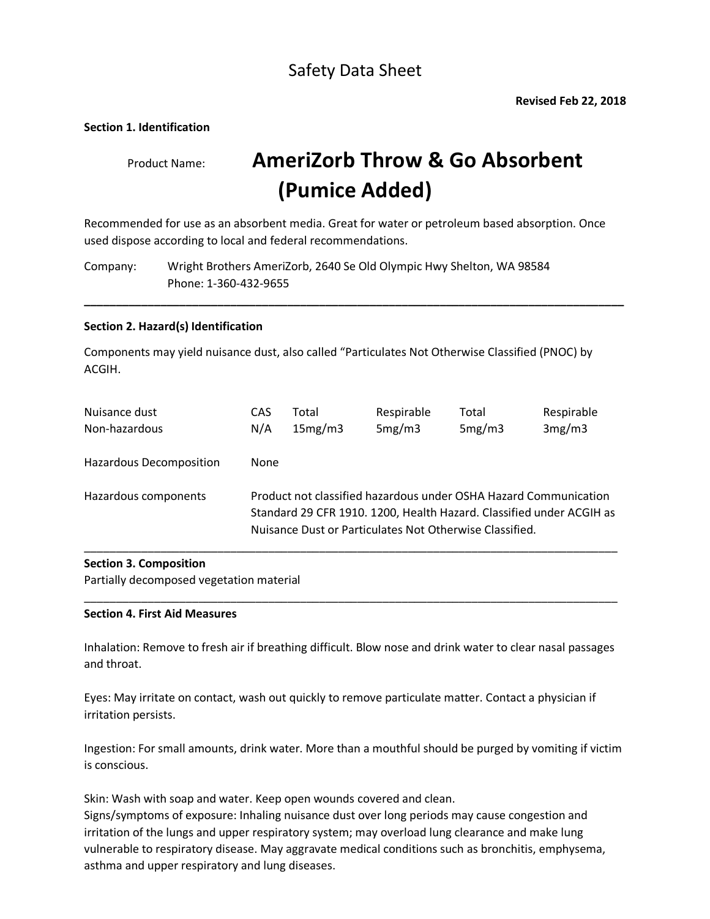# Safety Data Sheet

**Revised Feb 22, 2018**

**Section 1. Identification**

Product Name: **AmeriZorb Throw & Go Absorbent (Pumice Added)**

Recommended for use as an absorbent media. Great for water or petroleum based absorption. Once used dispose according to local and federal recommendations.

Company: Wright Brothers AmeriZorb, 2640 Se Old Olympic Hwy Shelton, WA 98584
Phone: 1-360-432-9655

---

**Section 2. Hazard(s) Identification**

Components may yield nuisance dust, also called "Particulates Not Otherwise Classified (PNOC) by ACGIH.

| Nuisance dust | CAS | Total | Respirable | Total | Respirable |
|---|---|---|---|---|---|
| Non-hazardous | N/A | 15mg/m3 | 5mg/m3 | 5mg/m3 | 3mg/m3 |

Hazardous Decomposition None

Hazardous components Product not classified hazardous under OSHA Hazard Communication Standard 29 CFR 1910. 1200, Health Hazard. Classified under ACGIH as Nuisance Dust or Particulates Not Otherwise Classified.

---

**Section 3. Composition**

Partially decomposed vegetation material

---

**Section 4. First Aid Measures**

Inhalation: Remove to fresh air if breathing difficult. Blow nose and drink water to clear nasal passages and throat.

Eyes: May irritate on contact, wash out quickly to remove particulate matter. Contact a physician if irritation persists.

Ingestion: For small amounts, drink water. More than a mouthful should be purged by vomiting if victim is conscious.

Skin: Wash with soap and water. Keep open wounds covered and clean.
Signs/symptoms of exposure: Inhaling nuisance dust over long periods may cause congestion and irritation of the lungs and upper respiratory system; may overload lung clearance and make lung vulnerable to respiratory disease. May aggravate medical conditions such as bronchitis, emphysema, asthma and upper respiratory and lung diseases.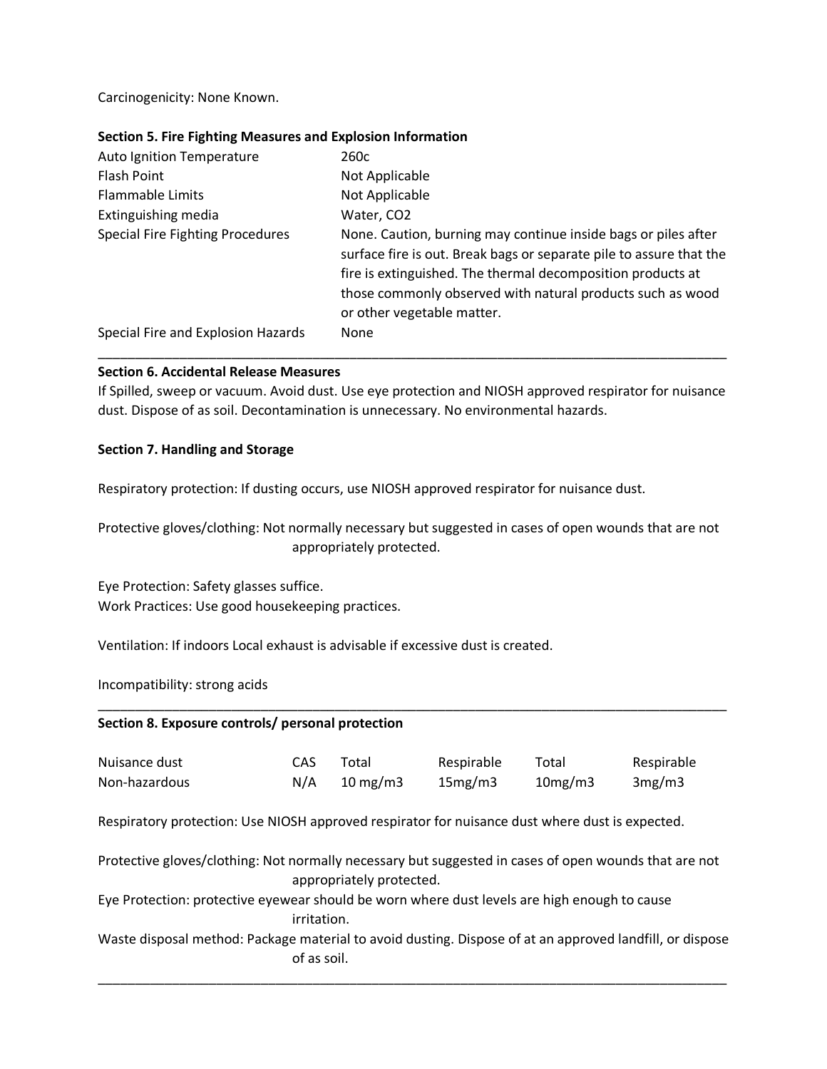Carcinogenicity: None Known.

**Section 5. Fire Fighting Measures and Explosion Information**

| | |
|---|---|
| Auto Ignition Temperature | 260c |
| Flash Point | Not Applicable |
| Flammable Limits | Not Applicable |
| Extinguishing media | Water, $CO_2$ |
| Special Fire Fighting Procedures | None. Caution, burning may continue inside bags or piles after surface fire is out. Break bags or separate pile to assure that the fire is extinguished. The thermal decomposition products at those commonly observed with natural products such as wood or other vegetable matter. |
| Special Fire and Explosion Hazards | None |

---

**Section 6. Accidental Release Measures**

If Spilled, sweep or vacuum. Avoid dust. Use eye protection and NIOSH approved respirator for nuisance dust. Dispose of as soil. Decontamination is unnecessary. No environmental hazards.

**Section 7. Handling and Storage**

Respiratory protection: If dusting occurs, use NIOSH approved respirator for nuisance dust.

Protective gloves/clothing: Not normally necessary but suggested in cases of open wounds that are not appropriately protected.

Eye Protection: Safety glasses suffice.
Work Practices: Use good housekeeping practices.

Ventilation: If indoors Local exhaust is advisable if excessive dust is created.

Incompatibility: strong acids

---

**Section 8. Exposure controls/ personal protection**

| Nuisance dust | CAS | Total | Respirable | Total | Respirable |
|---|---|---|---|---|---|
| Non-hazardous | N/A | 10 mg/m3 | 15mg/m3 | 10mg/m3 | 3mg/m3 |

Respiratory protection: Use NIOSH approved respirator for nuisance dust where dust is expected.

Protective gloves/clothing: Not normally necessary but suggested in cases of open wounds that are not appropriately protected.

Eye Protection: protective eyewear should be worn where dust levels are high enough to cause irritation.

Waste disposal method: Package material to avoid dusting. Dispose of at an approved landfill, or dispose of as soil.

---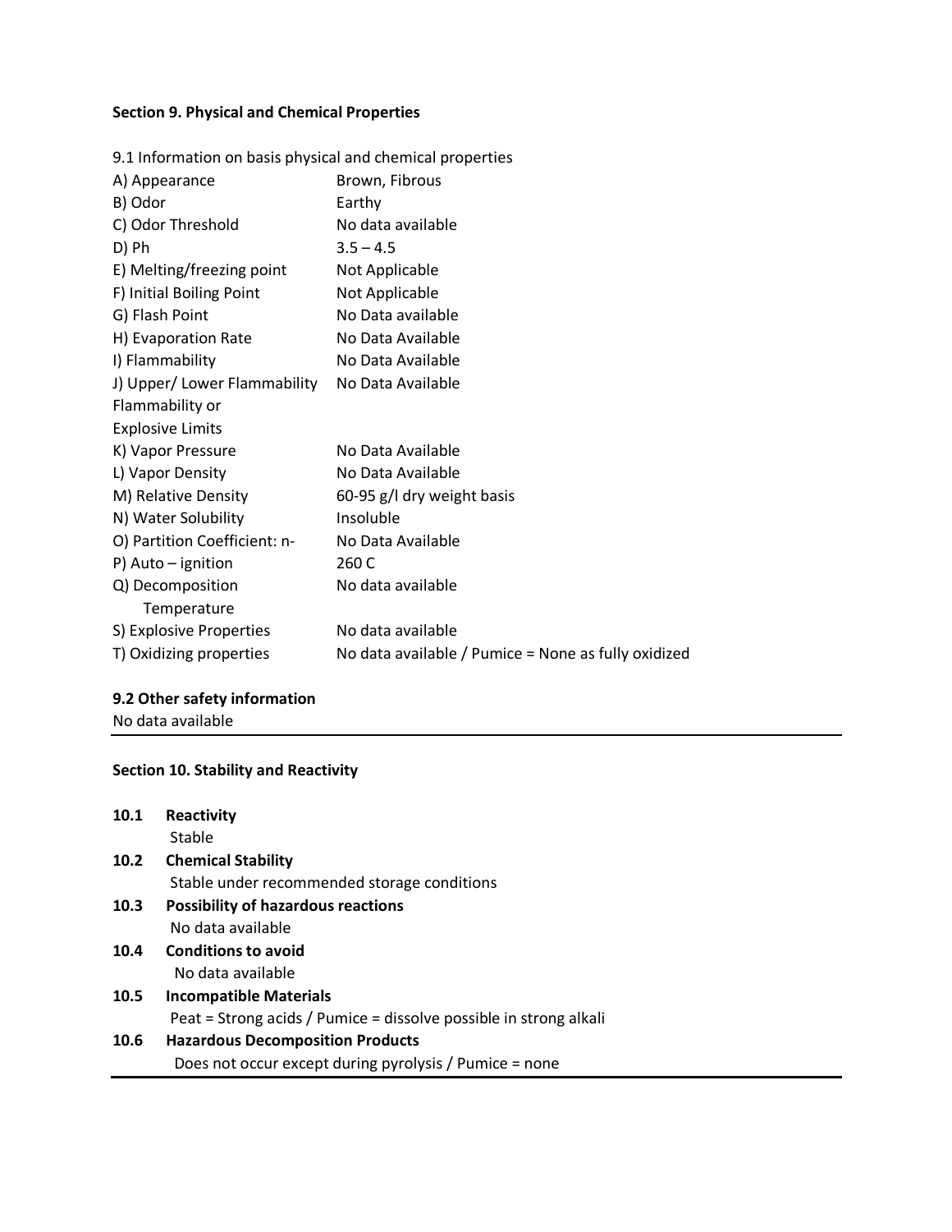**Section 9. Physical and Chemical Properties**

9.1 Information on basis physical and chemical properties

| | |
|---|---|
| A) Appearance | Brown, Fibrous |
| B) Odor | Earthy |
| C) Odor Threshold | No data available |
| D) Ph | 3.5 – 4.5 |
| E) Melting/freezing point | Not Applicable |
| F) Initial Boiling Point | Not Applicable |
| G) Flash Point | No Data available |
| H) Evaporation Rate | No Data Available |
| I) Flammability | No Data Available |
| J) Upper/ Lower Flammability Flammability or Explosive Limits | No Data Available |
| K) Vapor Pressure | No Data Available |
| L) Vapor Density | No Data Available |
| M) Relative Density | 60-95 g/l dry weight basis |
| N) Water Solubility | Insoluble |
| O) Partition Coefficient: n- | No Data Available |
| P) Auto – ignition | 260 C |
| Q) Decomposition Temperature | No data available |
| S) Explosive Properties | No data available |
| T) Oxidizing properties | No data available / Pumice = None as fully oxidized |

**9.2 Other safety information**

No data available

**Section 10. Stability and Reactivity**

**10.1 Reactivity**
Stable

**10.2 Chemical Stability**
Stable under recommended storage conditions

**10.3 Possibility of hazardous reactions**
No data available

**10.4 Conditions to avoid**
No data available

**10.5 Incompatible Materials**
Peat = Strong acids / Pumice = dissolve possible in strong alkali

**10.6 Hazardous Decomposition Products**
Does not occur except during pyrolysis / Pumice = none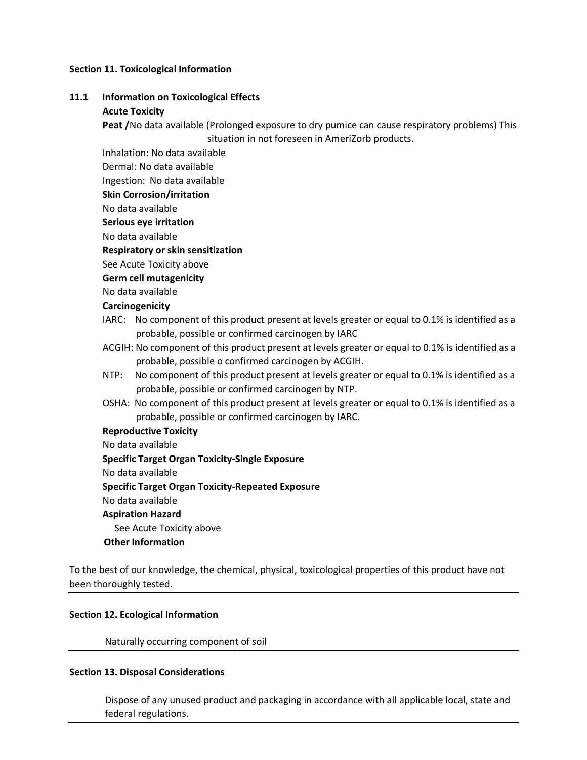**Section 11. Toxicological Information**

**11.1 Information on Toxicological Effects**

**Acute Toxicity**

**Peat /**No data available (Prolonged exposure to dry pumice can cause respiratory problems) This situation in not foreseen in AmeriZorb products.

Inhalation: No data available

Dermal: No data available

Ingestion: No data available

**Skin Corrosion/irritation**

No data available

**Serious eye irritation**

No data available

**Respiratory or skin sensitization**

See Acute Toxicity above

**Germ cell mutagenicity**

No data available

**Carcinogenicity**

IARC: No component of this product present at levels greater or equal to 0.1% is identified as a probable, possible or confirmed carcinogen by IARC

ACGIH: No component of this product present at levels greater or equal to 0.1% is identified as a probable, possible o confirmed carcinogen by ACGIH.

NTP: No component of this product present at levels greater or equal to 0.1% is identified as a probable, possible or confirmed carcinogen by NTP.

OSHA: No component of this product present at levels greater or equal to 0.1% is identified as a probable, possible or confirmed carcinogen by IARC.

**Reproductive Toxicity**

No data available

**Specific Target Organ Toxicity-Single Exposure**

No data available

**Specific Target Organ Toxicity-Repeated Exposure**

No data available

**Aspiration Hazard**

See Acute Toxicity above

**Other Information**

To the best of our knowledge, the chemical, physical, toxicological properties of this product have not been thoroughly tested.

---

**Section 12. Ecological Information**

Naturally occurring component of soil

---

**Section 13. Disposal Considerations**

Dispose of any unused product and packaging in accordance with all applicable local, state and federal regulations.

---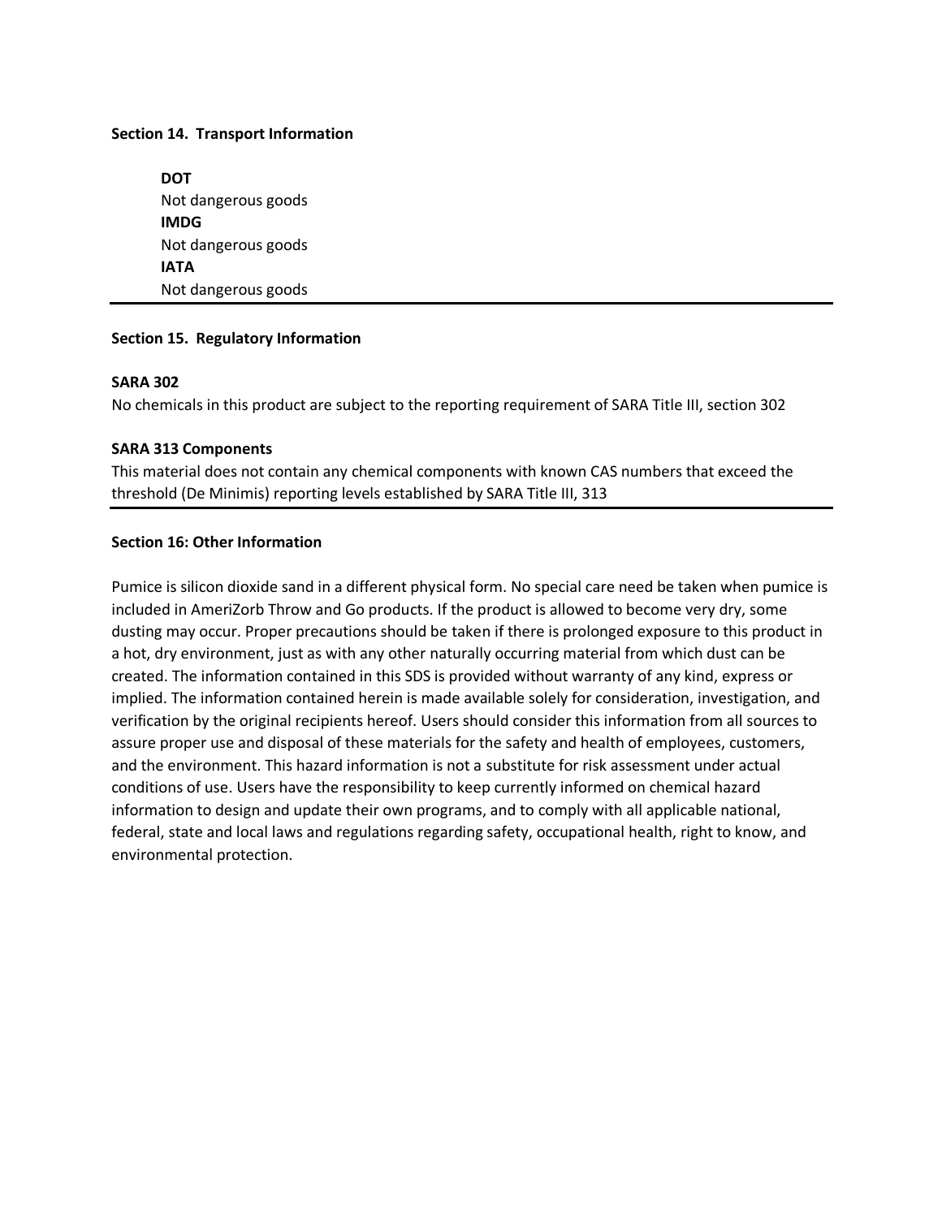## Section 14. Transport Information

**DOT**
Not dangerous goods
**IMDG**
Not dangerous goods
**IATA**
Not dangerous goods

## Section 15. Regulatory Information

**SARA 302**
No chemicals in this product are subject to the reporting requirement of SARA Title III, section 302

**SARA 313 Components**
This material does not contain any chemical components with known CAS numbers that exceed the threshold (De Minimis) reporting levels established by SARA Title III, 313

## Section 16: Other Information

Pumice is silicon dioxide sand in a different physical form. No special care need be taken when pumice is included in AmeriZorb Throw and Go products. If the product is allowed to become very dry, some dusting may occur. Proper precautions should be taken if there is prolonged exposure to this product in a hot, dry environment, just as with any other naturally occurring material from which dust can be created. The information contained in this SDS is provided without warranty of any kind, express or implied. The information contained herein is made available solely for consideration, investigation, and verification by the original recipients hereof. Users should consider this information from all sources to assure proper use and disposal of these materials for the safety and health of employees, customers, and the environment. This hazard information is not a substitute for risk assessment under actual conditions of use. Users have the responsibility to keep currently informed on chemical hazard information to design and update their own programs, and to comply with all applicable national, federal, state and local laws and regulations regarding safety, occupational health, right to know, and environmental protection.